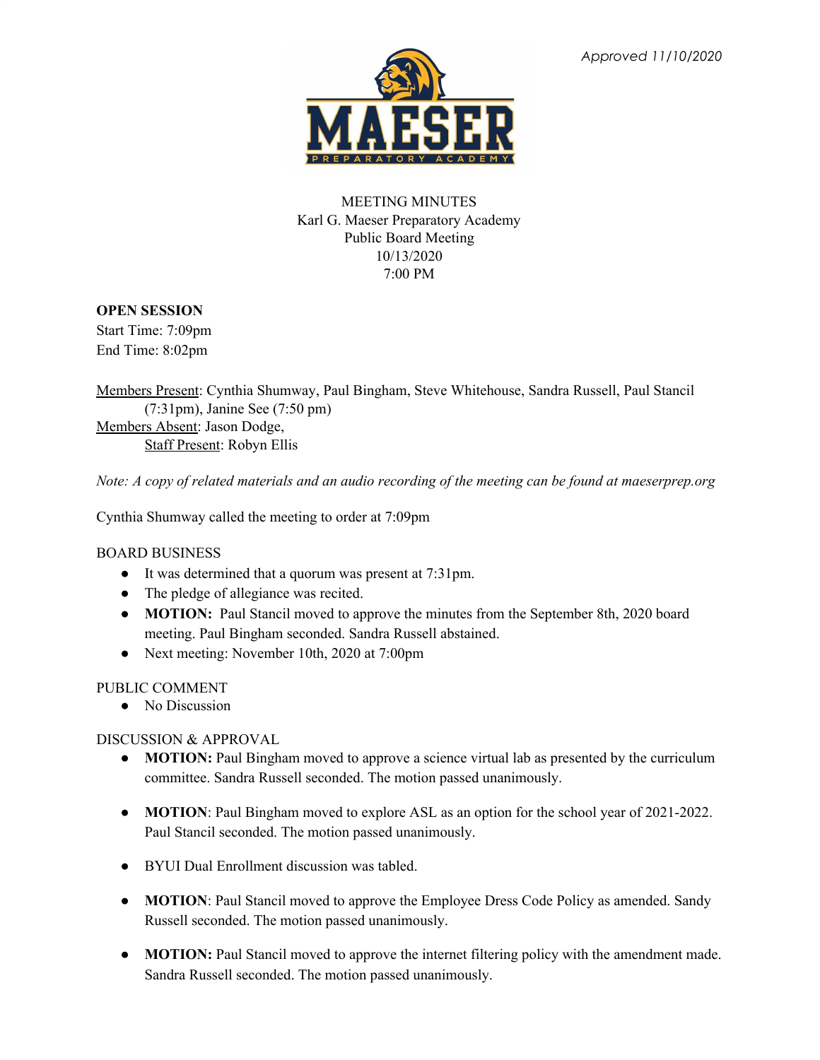*Approved 11/10/2020*

MEETING MINUTES
Karl G. Maeser Preparatory Academy
Public Board Meeting
10/13/2020
7:00 PM

**OPEN SESSION**
Start Time: 7:09pm
End Time: 8:02pm

Members Present: Cynthia Shumway, Paul Bingham, Steve Whitehouse, Sandra Russell, Paul Stancil (7:31pm), Janine See (7:50 pm)
Members Absent: Jason Dodge,
Staff Present: Robyn Ellis

*Note: A copy of related materials and an audio recording of the meeting can be found at maeserprep.org*

Cynthia Shumway called the meeting to order at 7:09pm

BOARD BUSINESS

- It was determined that a quorum was present at 7:31pm.
- The pledge of allegiance was recited.
- **MOTION:** Paul Stancil moved to approve the minutes from the September 8th, 2020 board meeting. Paul Bingham seconded. Sandra Russell abstained.
- Next meeting: November 10th, 2020 at 7:00pm

PUBLIC COMMENT

- No Discussion

DISCUSSION & APPROVAL

- **MOTION:** Paul Bingham moved to approve a science virtual lab as presented by the curriculum committee. Sandra Russell seconded. The motion passed unanimously.
- **MOTION**: Paul Bingham moved to explore ASL as an option for the school year of 2021-2022. Paul Stancil seconded. The motion passed unanimously.
- BYUI Dual Enrollment discussion was tabled.
- **MOTION**: Paul Stancil moved to approve the Employee Dress Code Policy as amended. Sandy Russell seconded. The motion passed unanimously.
- **MOTION:** Paul Stancil moved to approve the internet filtering policy with the amendment made. Sandra Russell seconded. The motion passed unanimously.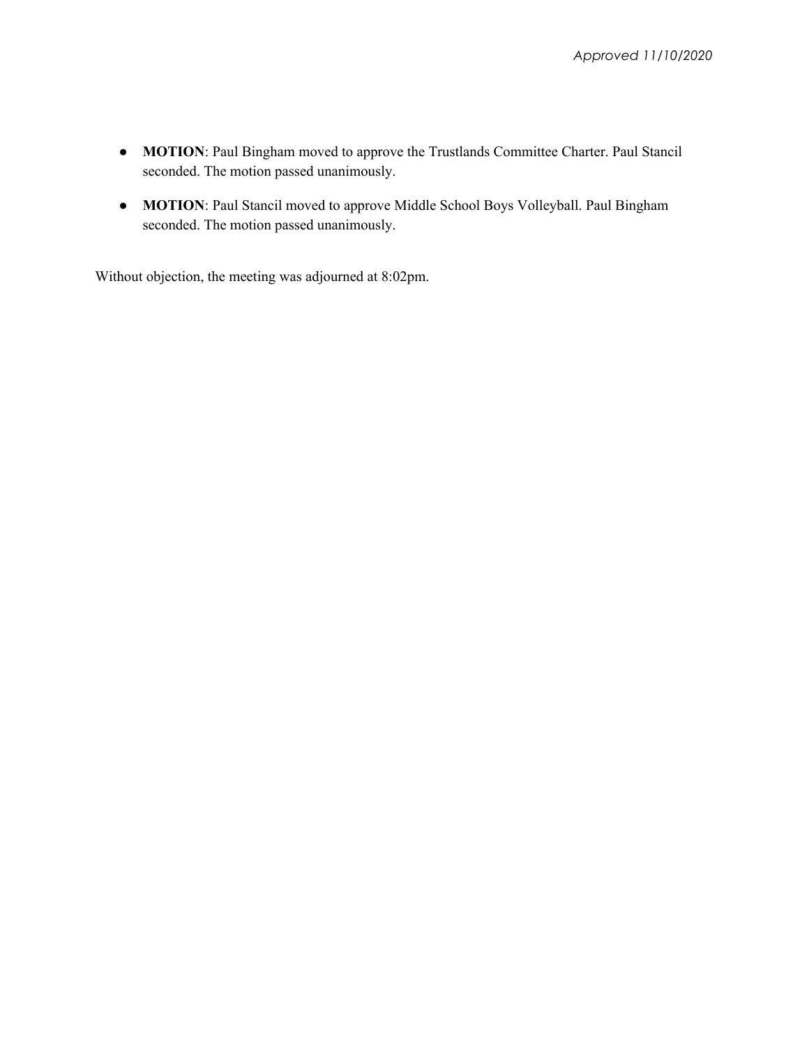- **MOTION**: Paul Bingham moved to approve the Trustlands Committee Charter. Paul Stancil seconded. The motion passed unanimously.
- **MOTION**: Paul Stancil moved to approve Middle School Boys Volleyball. Paul Bingham seconded. The motion passed unanimously.

Without objection, the meeting was adjourned at 8:02pm.